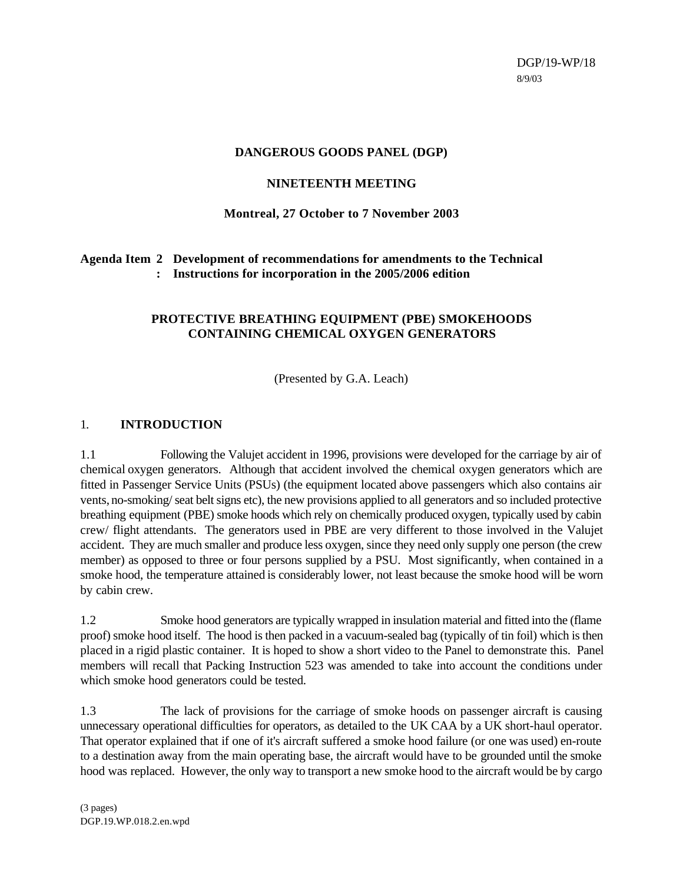DGP/19-WP/18
8/9/03

**DANGEROUS GOODS PANEL (DGP)**

**NINETEENTH MEETING**

**Montreal, 27 October to 7 November 2003**

**Agenda Item 2 : Development of recommendations for amendments to the Technical Instructions for incorporation in the 2005/2006 edition**

**PROTECTIVE BREATHING EQUIPMENT (PBE) SMOKEHOODS CONTAINING CHEMICAL OXYGEN GENERATORS**

(Presented by G.A. Leach)

## 1. INTRODUCTION

1.1 Following the Valujet accident in 1996, provisions were developed for the carriage by air of chemical oxygen generators. Although that accident involved the chemical oxygen generators which are fitted in Passenger Service Units (PSUs) (the equipment located above passengers which also contains air vents, no-smoking/ seat belt signs etc), the new provisions applied to all generators and so included protective breathing equipment (PBE) smoke hoods which rely on chemically produced oxygen, typically used by cabin crew/ flight attendants. The generators used in PBE are very different to those involved in the Valujet accident. They are much smaller and produce less oxygen, since they need only supply one person (the crew member) as opposed to three or four persons supplied by a PSU. Most significantly, when contained in a smoke hood, the temperature attained is considerably lower, not least because the smoke hood will be worn by cabin crew.

1.2 Smoke hood generators are typically wrapped in insulation material and fitted into the (flame proof) smoke hood itself. The hood is then packed in a vacuum-sealed bag (typically of tin foil) which is then placed in a rigid plastic container. It is hoped to show a short video to the Panel to demonstrate this. Panel members will recall that Packing Instruction 523 was amended to take into account the conditions under which smoke hood generators could be tested.

1.3 The lack of provisions for the carriage of smoke hoods on passenger aircraft is causing unnecessary operational difficulties for operators, as detailed to the UK CAA by a UK short-haul operator. That operator explained that if one of it's aircraft suffered a smoke hood failure (or one was used) en-route to a destination away from the main operating base, the aircraft would have to be grounded until the smoke hood was replaced. However, the only way to transport a new smoke hood to the aircraft would be by cargo

(3 pages)
DGP.19.WP.018.2.en.wpd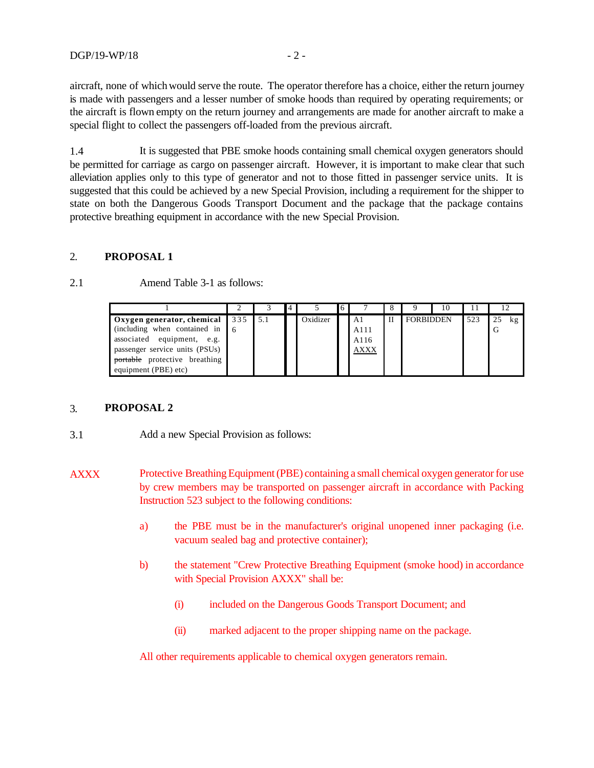aircraft, none of which would serve the route. The operator therefore has a choice, either the return journey is made with passengers and a lesser number of smoke hoods than required by operating requirements; or the aircraft is flown empty on the return journey and arrangements are made for another aircraft to make a special flight to collect the passengers off-loaded from the previous aircraft.

1.4 It is suggested that PBE smoke hoods containing small chemical oxygen generators should be permitted for carriage as cargo on passenger aircraft. However, it is important to make clear that such alleviation applies only to this type of generator and not to those fitted in passenger service units. It is suggested that this could be achieved by a new Special Provision, including a requirement for the shipper to state on both the Dangerous Goods Transport Document and the package that the package contains protective breathing equipment in accordance with the new Special Provision.

## 2. PROPOSAL 1

2.1 Amend Table 3-1 as follows:

| 1 | 2 | 3 | 4 | 5 | 6 | 7 | 8 | 9 | 10 | 11 | 12 |
|---|---|---|---|---|---|---|---|---|---|---|---|
| **Oxygen generator, chemical** (including when contained in associated equipment, e.g. passenger service units (PSUs) ~~portable~~ protective breathing equipment (PBE) etc) | 3356 | 5.1 | | Oxidizer | | A1 A111 A116 <u>AXXX</u> | II | FORBIDDEN | | 523 | 25 kg G |

## 3. PROPOSAL 2

3.1 Add a new Special Provision as follows:

AXXX Protective Breathing Equipment (PBE) containing a small chemical oxygen generator for use by crew members may be transported on passenger aircraft in accordance with Packing Instruction 523 subject to the following conditions:

a) the PBE must be in the manufacturer's original unopened inner packaging (i.e. vacuum sealed bag and protective container);

b) the statement "Crew Protective Breathing Equipment (smoke hood) in accordance with Special Provision AXXX" shall be:

(i) included on the Dangerous Goods Transport Document; and

(ii) marked adjacent to the proper shipping name on the package.

All other requirements applicable to chemical oxygen generators remain.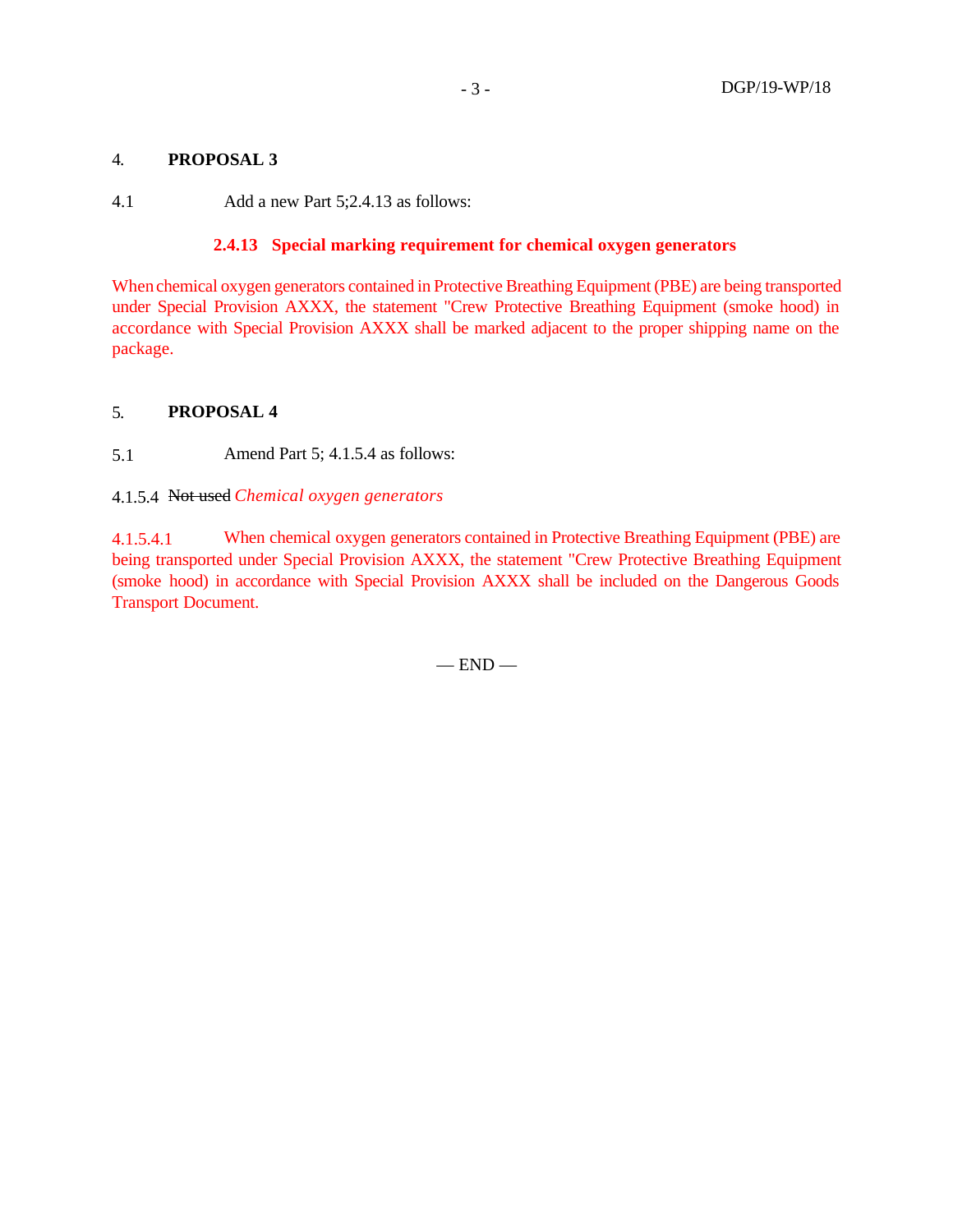## 4. PROPOSAL 3

4.1 Add a new Part 5;2.4.13 as follows:

### 2.4.13 Special marking requirement for chemical oxygen generators

When chemical oxygen generators contained in Protective Breathing Equipment (PBE) are being transported under Special Provision AXXX, the statement "Crew Protective Breathing Equipment (smoke hood) in accordance with Special Provision AXXX shall be marked adjacent to the proper shipping name on the package.

## 5. PROPOSAL 4

5.1 Amend Part 5; 4.1.5.4 as follows:

4.1.5.4 ~~Not used~~ *Chemical oxygen generators*

4.1.5.4.1 When chemical oxygen generators contained in Protective Breathing Equipment (PBE) are being transported under Special Provision AXXX, the statement "Crew Protective Breathing Equipment (smoke hood) in accordance with Special Provision AXXX shall be included on the Dangerous Goods Transport Document.

— END —